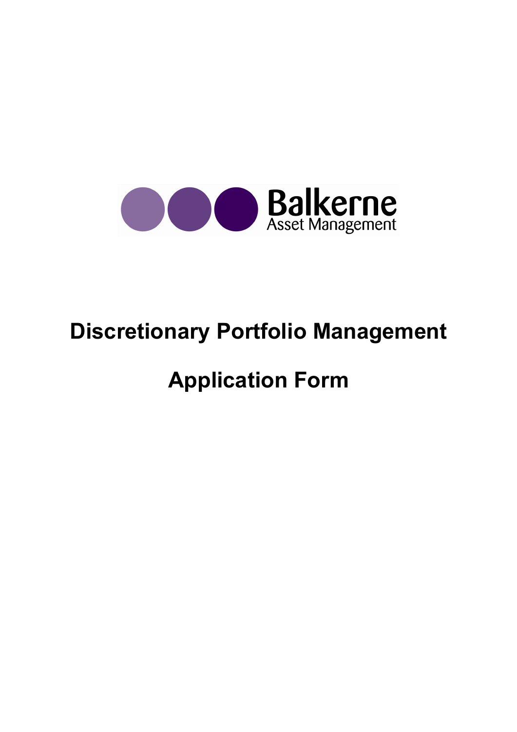Balkerne
Asset Management

# Discretionary Portfolio Management

# Application Form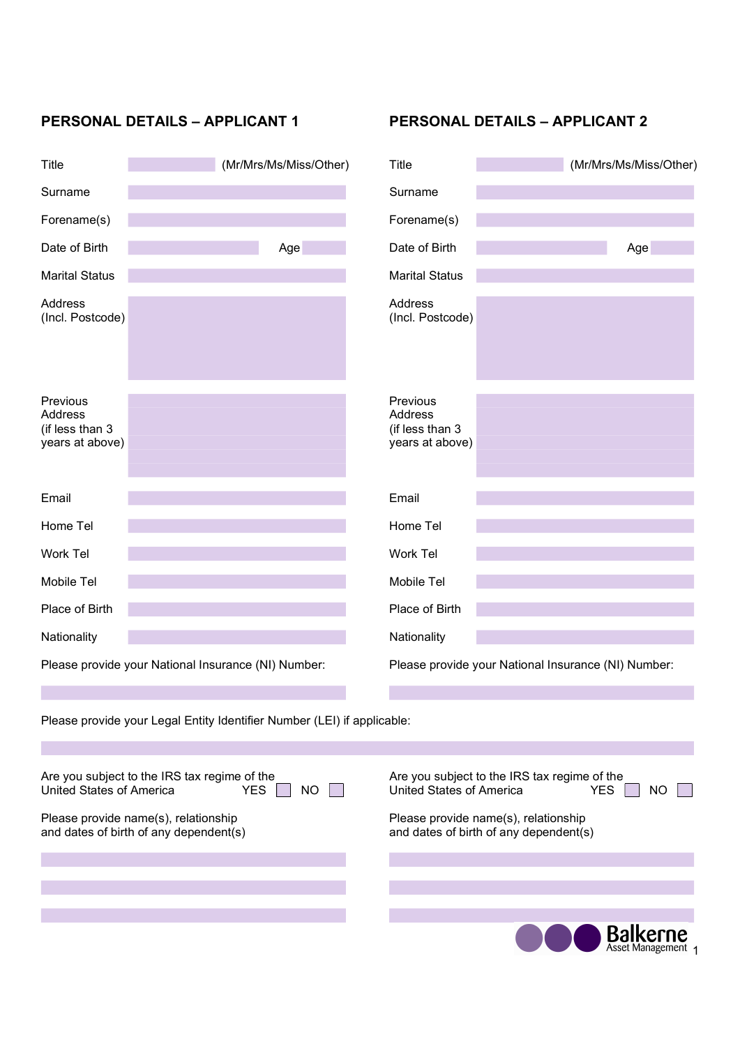## PERSONAL DETAILS – APPLICANT 1

Title ______ (Mr/Mrs/Ms/Miss/Other)

Surname

Forename(s)

Date of Birth ______ Age

Marital Status

Address (Incl. Postcode)

Previous Address (if less than 3 years at above)

Email

Home Tel

Work Tel

Mobile Tel

Place of Birth

Nationality

Please provide your National Insurance (NI) Number:

Are you subject to the IRS tax regime of the United States of America YES ☐ NO ☐

Please provide name(s), relationship and dates of birth of any dependent(s)

## PERSONAL DETAILS – APPLICANT 2

Title ______ (Mr/Mrs/Ms/Miss/Other)

Surname

Forename(s)

Date of Birth ______ Age

Marital Status

Address (Incl. Postcode)

Previous Address (if less than 3 years at above)

Email

Home Tel

Work Tel

Mobile Tel

Place of Birth

Nationality

Please provide your National Insurance (NI) Number:

Are you subject to the IRS tax regime of the United States of America YES ☐ NO ☐

Please provide name(s), relationship and dates of birth of any dependent(s)

---

Please provide your Legal Entity Identifier Number (LEI) if applicable:

Balkerne Asset Management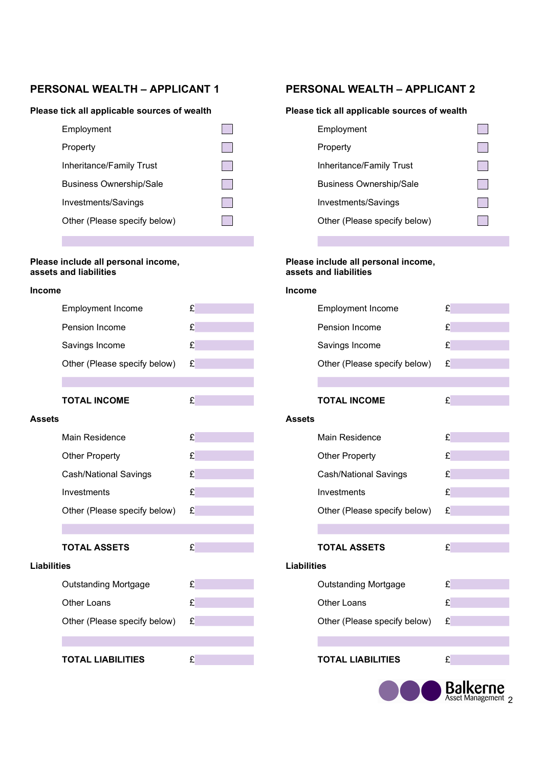## PERSONAL WEALTH – APPLICANT 1

**Please tick all applicable sources of wealth**

- Employment ☐
- Property ☐
- Inheritance/Family Trust ☐
- Business Ownership/Sale ☐
- Investments/Savings ☐
- Other (Please specify below) ☐

**Please include all personal income, assets and liabilities**

**Income**

| | |
|---|---|
| Employment Income | £ |
| Pension Income | £ |
| Savings Income | £ |
| Other (Please specify below) | £ |
| | |
| **TOTAL INCOME** | £ |

**Assets**

| | |
|---|---|
| Main Residence | £ |
| Other Property | £ |
| Cash/National Savings | £ |
| Investments | £ |
| Other (Please specify below) | £ |
| | |
| **TOTAL ASSETS** | £ |

**Liabilities**

| | |
|---|---|
| Outstanding Mortgage | £ |
| Other Loans | £ |
| Other (Please specify below) | £ |
| | |
| **TOTAL LIABILITIES** | £ |

## PERSONAL WEALTH – APPLICANT 2

**Please tick all applicable sources of wealth**

- Employment ☐
- Property ☐
- Inheritance/Family Trust ☐
- Business Ownership/Sale ☐
- Investments/Savings ☐
- Other (Please specify below) ☐

**Please include all personal income, assets and liabilities**

**Income**

| | |
|---|---|
| Employment Income | £ |
| Pension Income | £ |
| Savings Income | £ |
| Other (Please specify below) | £ |
| | |
| **TOTAL INCOME** | £ |

**Assets**

| | |
|---|---|
| Main Residence | £ |
| Other Property | £ |
| Cash/National Savings | £ |
| Investments | £ |
| Other (Please specify below) | £ |
| | |
| **TOTAL ASSETS** | £ |

**Liabilities**

| | |
|---|---|
| Outstanding Mortgage | £ |
| Other Loans | £ |
| Other (Please specify below) | £ |
| | |
| **TOTAL LIABILITIES** | £ |

Balkerne Asset Management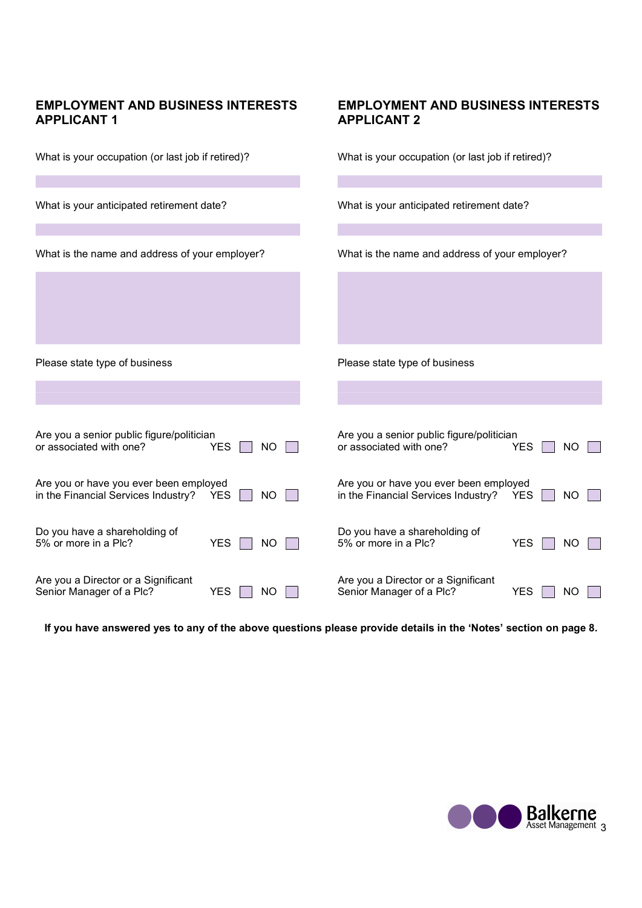## EMPLOYMENT AND BUSINESS INTERESTS APPLICANT 1

What is your occupation (or last job if retired)?

What is your anticipated retirement date?

What is the name and address of your employer?

Please state type of business

Are you a senior public figure/politician or associated with one? YES ☐ NO ☐

Are you or have you ever been employed in the Financial Services Industry? YES ☐ NO ☐

Do you have a shareholding of 5% or more in a Plc? YES ☐ NO ☐

Are you a Director or a Significant Senior Manager of a Plc? YES ☐ NO ☐

## EMPLOYMENT AND BUSINESS INTERESTS APPLICANT 2

What is your occupation (or last job if retired)?

What is your anticipated retirement date?

What is the name and address of your employer?

Please state type of business

Are you a senior public figure/politician or associated with one? YES ☐ NO ☐

Are you or have you ever been employed in the Financial Services Industry? YES ☐ NO ☐

Do you have a shareholding of 5% or more in a Plc? YES ☐ NO ☐

Are you a Director or a Significant Senior Manager of a Plc? YES ☐ NO ☐

**If you have answered yes to any of the above questions please provide details in the 'Notes' section on page 8.**

Balkerne Asset Management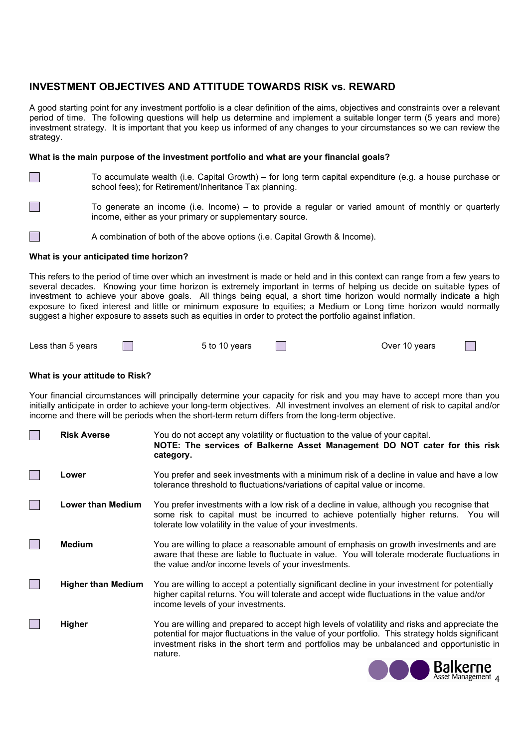## INVESTMENT OBJECTIVES AND ATTITUDE TOWARDS RISK vs. REWARD

A good starting point for any investment portfolio is a clear definition of the aims, objectives and constraints over a relevant period of time. The following questions will help us determine and implement a suitable longer term (5 years and more) investment strategy. It is important that you keep us informed of any changes to your circumstances so we can review the strategy.

**What is the main purpose of the investment portfolio and what are your financial goals?**

☐ To accumulate wealth (i.e. Capital Growth) – for long term capital expenditure (e.g. a house purchase or school fees); for Retirement/Inheritance Tax planning.

☐ To generate an income (i.e. Income) – to provide a regular or varied amount of monthly or quarterly income, either as your primary or supplementary source.

☐ A combination of both of the above options (i.e. Capital Growth & Income).

**What is your anticipated time horizon?**

This refers to the period of time over which an investment is made or held and in this context can range from a few years to several decades. Knowing your time horizon is extremely important in terms of helping us decide on suitable types of investment to achieve your above goals. All things being equal, a short time horizon would normally indicate a high exposure to fixed interest and little or minimum exposure to equities; a Medium or Long time horizon would normally suggest a higher exposure to assets such as equities in order to protect the portfolio against inflation.

Less than 5 years ☐ 5 to 10 years ☐ Over 10 years ☐

**What is your attitude to Risk?**

Your financial circumstances will principally determine your capacity for risk and you may have to accept more than you initially anticipate in order to achieve your long-term objectives. All investment involves an element of risk to capital and/or income and there will be periods when the short-term return differs from the long-term objective.

| | | |
|---|---|---|
| ☐ | **Risk Averse** | You do not accept any volatility or fluctuation to the value of your capital. **NOTE: The services of Balkerne Asset Management DO NOT cater for this risk category.** |
| ☐ | **Lower** | You prefer and seek investments with a minimum risk of a decline in value and have a low tolerance threshold to fluctuations/variations of capital value or income. |
| ☐ | **Lower than Medium** | You prefer investments with a low risk of a decline in value, although you recognise that some risk to capital must be incurred to achieve potentially higher returns. You will tolerate low volatility in the value of your investments. |
| ☐ | **Medium** | You are willing to place a reasonable amount of emphasis on growth investments and are aware that these are liable to fluctuate in value. You will tolerate moderate fluctuations in the value and/or income levels of your investments. |
| ☐ | **Higher than Medium** | You are willing to accept a potentially significant decline in your investment for potentially higher capital returns. You will tolerate and accept wide fluctuations in the value and/or income levels of your investments. |
| ☐ | **Higher** | You are willing and prepared to accept high levels of volatility and risks and appreciate the potential for major fluctuations in the value of your portfolio. This strategy holds significant investment risks in the short term and portfolios may be unbalanced and opportunistic in nature. |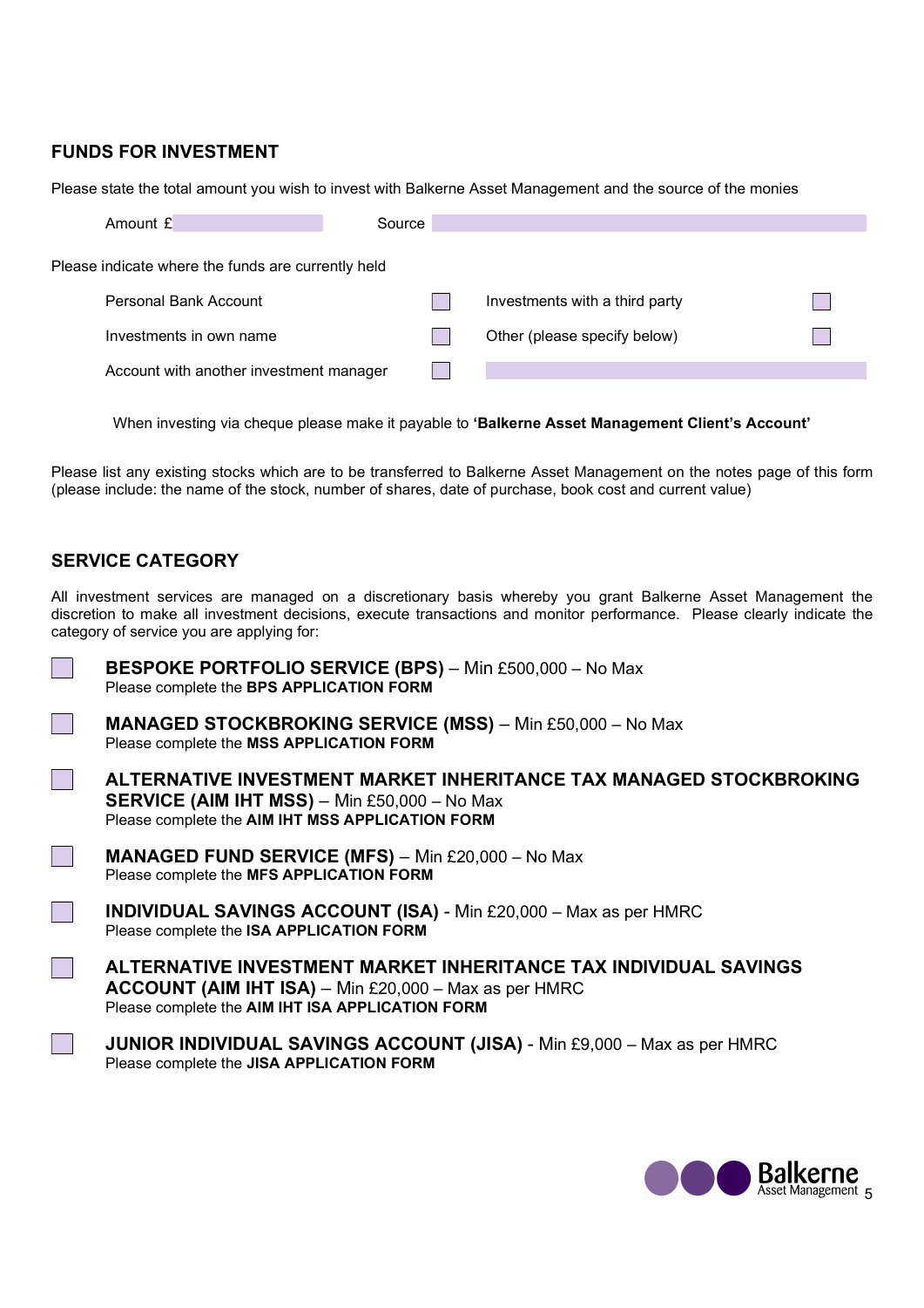## FUNDS FOR INVESTMENT

Please state the total amount you wish to invest with Balkerne Asset Management and the source of the monies

Amount £ ____________ Source ____________

Please indicate where the funds are currently held

| | | | |
|---|---|---|---|
| Personal Bank Account | ☐ | Investments with a third party | ☐ |
| Investments in own name | ☐ | Other (please specify below) | ☐ |
| Account with another investment manager | ☐ | ____________ | |

When investing via cheque please make it payable to **'Balkerne Asset Management Client's Account'**

Please list any existing stocks which are to be transferred to Balkerne Asset Management on the notes page of this form (please include: the name of the stock, number of shares, date of purchase, book cost and current value)

## SERVICE CATEGORY

All investment services are managed on a discretionary basis whereby you grant Balkerne Asset Management the discretion to make all investment decisions, execute transactions and monitor performance. Please clearly indicate the category of service you are applying for:

☐ **BESPOKE PORTFOLIO SERVICE (BPS)** – Min £500,000 – No Max
Please complete the **BPS APPLICATION FORM**

☐ **MANAGED STOCKBROKING SERVICE (MSS)** – Min £50,000 – No Max
Please complete the **MSS APPLICATION FORM**

☐ **ALTERNATIVE INVESTMENT MARKET INHERITANCE TAX MANAGED STOCKBROKING SERVICE (AIM IHT MSS)** – Min £50,000 – No Max
Please complete the **AIM IHT MSS APPLICATION FORM**

☐ **MANAGED FUND SERVICE (MFS)** – Min £20,000 – No Max
Please complete the **MFS APPLICATION FORM**

☐ **INDIVIDUAL SAVINGS ACCOUNT (ISA)** - Min £20,000 – Max as per HMRC
Please complete the **ISA APPLICATION FORM**

☐ **ALTERNATIVE INVESTMENT MARKET INHERITANCE TAX INDIVIDUAL SAVINGS ACCOUNT (AIM IHT ISA)** – Min £20,000 – Max as per HMRC
Please complete the **AIM IHT ISA APPLICATION FORM**

☐ **JUNIOR INDIVIDUAL SAVINGS ACCOUNT (JISA)** - Min £9,000 – Max as per HMRC
Please complete the **JISA APPLICATION FORM**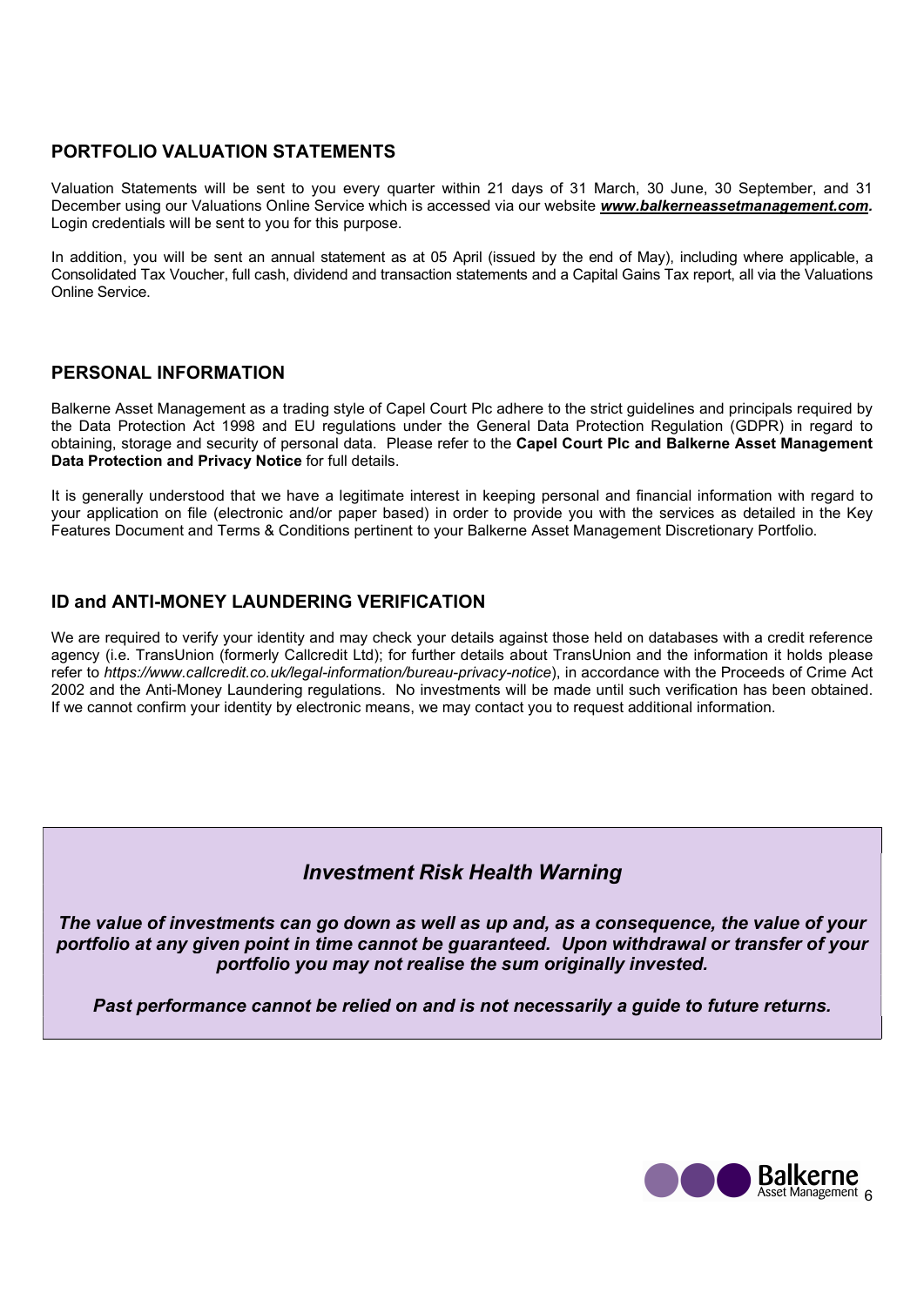## PORTFOLIO VALUATION STATEMENTS

Valuation Statements will be sent to you every quarter within 21 days of 31 March, 30 June, 30 September, and 31 December using our Valuations Online Service which is accessed via our website ***www.balkerneassetmanagement.com***. Login credentials will be sent to you for this purpose.

In addition, you will be sent an annual statement as at 05 April (issued by the end of May), including where applicable, a Consolidated Tax Voucher, full cash, dividend and transaction statements and a Capital Gains Tax report, all via the Valuations Online Service.

## PERSONAL INFORMATION

Balkerne Asset Management as a trading style of Capel Court Plc adhere to the strict guidelines and principals required by the Data Protection Act 1998 and EU regulations under the General Data Protection Regulation (GDPR) in regard to obtaining, storage and security of personal data. Please refer to the **Capel Court Plc and Balkerne Asset Management Data Protection and Privacy Notice** for full details.

It is generally understood that we have a legitimate interest in keeping personal and financial information with regard to your application on file (electronic and/or paper based) in order to provide you with the services as detailed in the Key Features Document and Terms & Conditions pertinent to your Balkerne Asset Management Discretionary Portfolio.

## ID and ANTI-MONEY LAUNDERING VERIFICATION

We are required to verify your identity and may check your details against those held on databases with a credit reference agency (i.e. TransUnion (formerly Callcredit Ltd); for further details about TransUnion and the information it holds please refer to *https://www.callcredit.co.uk/legal-information/bureau-privacy-notice*), in accordance with the Proceeds of Crime Act 2002 and the Anti-Money Laundering regulations. No investments will be made until such verification has been obtained. If we cannot confirm your identity by electronic means, we may contact you to request additional information.

### *Investment Risk Health Warning*

***The value of investments can go down as well as up and, as a consequence, the value of your portfolio at any given point in time cannot be guaranteed. Upon withdrawal or transfer of your portfolio you may not realise the sum originally invested.***

***Past performance cannot be relied on and is not necessarily a guide to future returns.***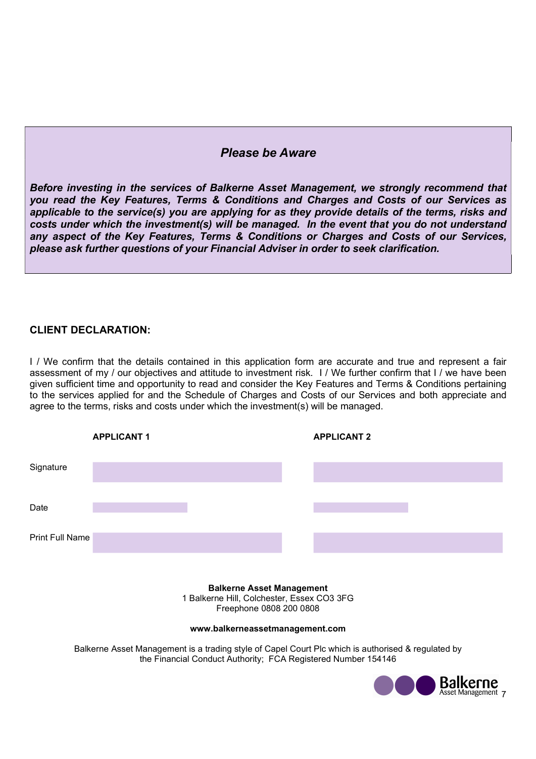## *Please be Aware*

***Before investing in the services of Balkerne Asset Management, we strongly recommend that you read the Key Features, Terms & Conditions and Charges and Costs of our Services as applicable to the service(s) you are applying for as they provide details of the terms, risks and costs under which the investment(s) will be managed. In the event that you do not understand any aspect of the Key Features, Terms & Conditions or Charges and Costs of our Services, please ask further questions of your Financial Adviser in order to seek clarification.***

### CLIENT DECLARATION:

I / We confirm that the details contained in this application form are accurate and true and represent a fair assessment of my / our objectives and attitude to investment risk. I / We further confirm that I / we have been given sufficient time and opportunity to read and consider the Key Features and Terms & Conditions pertaining to the services applied for and the Schedule of Charges and Costs of our Services and both appreciate and agree to the terms, risks and costs under which the investment(s) will be managed.

| | **APPLICANT 1** | **APPLICANT 2** |
|---|---|---|
| Signature | | |
| Date | | |
| Print Full Name | | |

**Balkerne Asset Management**
1 Balkerne Hill, Colchester, Essex CO3 3FG
Freephone 0808 200 0808

**www.balkerneassetmanagement.com**

Balkerne Asset Management is a trading style of Capel Court Plc which is authorised & regulated by the Financial Conduct Authority; FCA Registered Number 154146

Balkerne Asset Management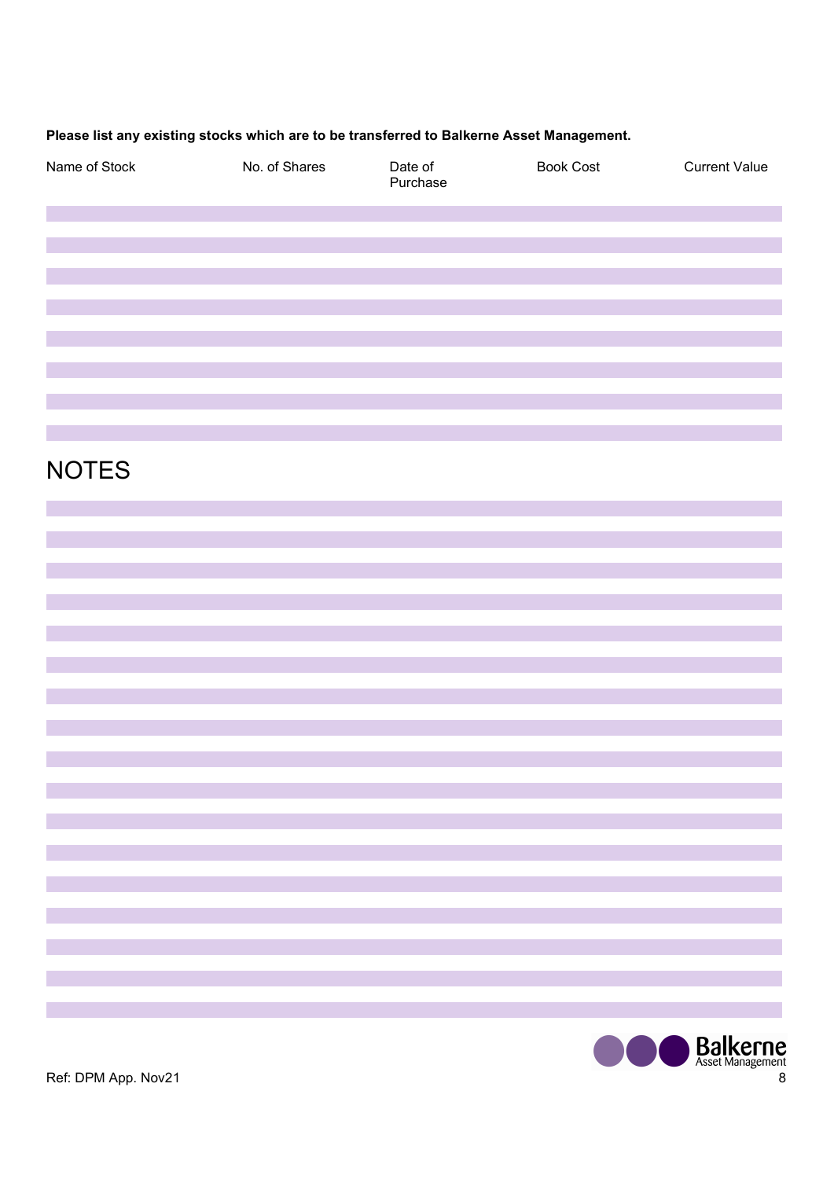**Please list any existing stocks which are to be transferred to Balkerne Asset Management.**

| Name of Stock | No. of Shares | Date of Purchase | Book Cost | Current Value |
|---|---|---|---|---|
| | | | | |
| | | | | |
| | | | | |
| | | | | |
| | | | | |
| | | | | |
| | | | | |
| | | | | |

# NOTES

Ref: DPM App. Nov21